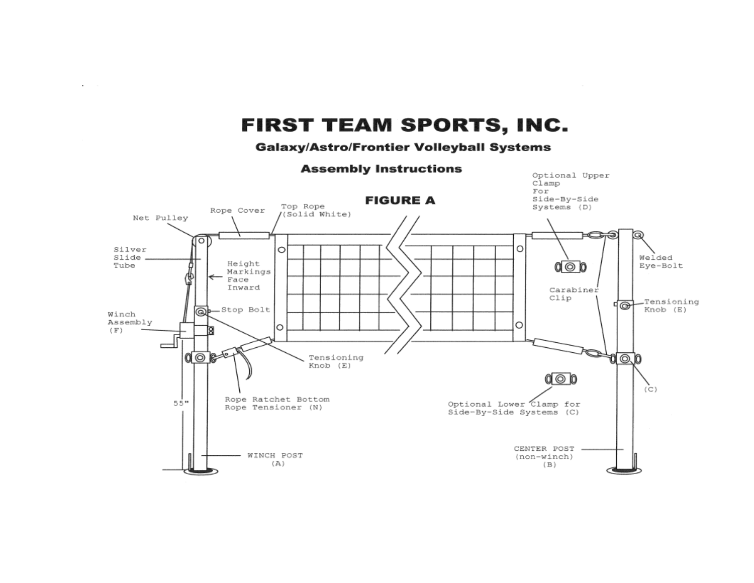# FIRST TEAM SPORTS, INC.

## Galaxy/Astro/Frontier Volleyball Systems

### Assembly Instructions

**FIGURE A**

Net Pulley

Rope Cover

Top Rope (Solid White)

Silver Slide Tube

Height Markings Face Inward

Stop Bolt

Winch Assembly (F)

Tensioning Knob (E)

Rope Ratchet Bottom Rope Tensioner (N)

55"

WINCH POST (A)

Optional Upper Clamp For Side-By-Side Systems (D)

Welded Eye-Bolt

Carabiner Clip

Tensioning Knob (E)

(C)

Optional Lower Clamp for Side-By-Side Systems (C)

CENTER POST (non-winch) (B)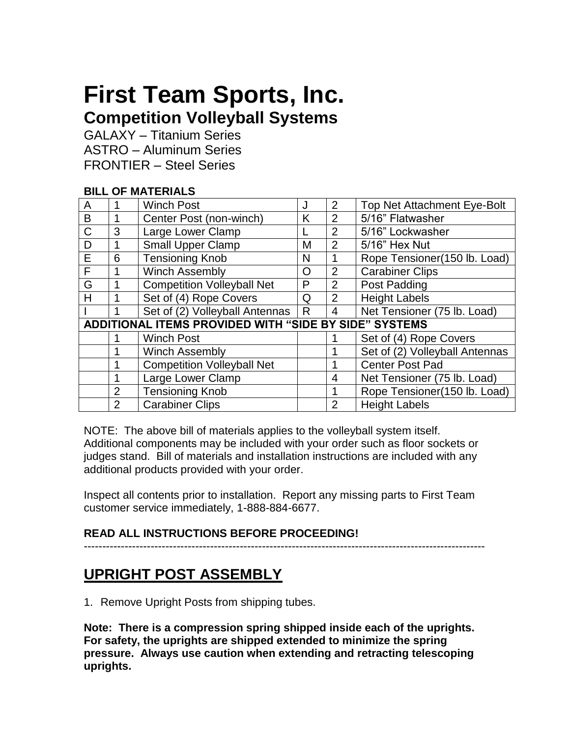# First Team Sports, Inc.

## Competition Volleyball Systems

GALAXY – Titanium Series
ASTRO – Aluminum Series
FRONTIER – Steel Series

**BILL OF MATERIALS**

| A | 1 | Winch Post | J | 2 | Top Net Attachment Eye-Bolt |
|---|---|---|---|---|---|
| B | 1 | Center Post (non-winch) | K | 2 | 5/16" Flatwasher |
| C | 3 | Large Lower Clamp | L | 2 | 5/16" Lockwasher |
| D | 1 | Small Upper Clamp | M | 2 | 5/16" Hex Nut |
| E | 6 | Tensioning Knob | N | 1 | Rope Tensioner(150 lb. Load) |
| F | 1 | Winch Assembly | O | 2 | Carabiner Clips |
| G | 1 | Competition Volleyball Net | P | 2 | Post Padding |
| H | 1 | Set of (4) Rope Covers | Q | 2 | Height Labels |
| I | 1 | Set of (2) Volleyball Antennas | R | 4 | Net Tensioner (75 lb. Load) |
| **ADDITIONAL ITEMS PROVIDED WITH "SIDE BY SIDE" SYSTEMS** | | | | | |
| | 1 | Winch Post | | 1 | Set of (4) Rope Covers |
| | 1 | Winch Assembly | | 1 | Set of (2) Volleyball Antennas |
| | 1 | Competition Volleyball Net | | 1 | Center Post Pad |
| | 1 | Large Lower Clamp | | 4 | Net Tensioner (75 lb. Load) |
| | 2 | Tensioning Knob | | 1 | Rope Tensioner(150 lb. Load) |
| | 2 | Carabiner Clips | | 2 | Height Labels |

NOTE: The above bill of materials applies to the volleyball system itself. Additional components may be included with your order such as floor sockets or judges stand. Bill of materials and installation instructions are included with any additional products provided with your order.

Inspect all contents prior to installation. Report any missing parts to First Team customer service immediately, 1-888-884-6677.

**READ ALL INSTRUCTIONS BEFORE PROCEEDING!**

---

## UPRIGHT POST ASSEMBLY

1. Remove Upright Posts from shipping tubes.

**Note: There is a compression spring shipped inside each of the uprights. For safety, the uprights are shipped extended to minimize the spring pressure. Always use caution when extending and retracting telescoping uprights.**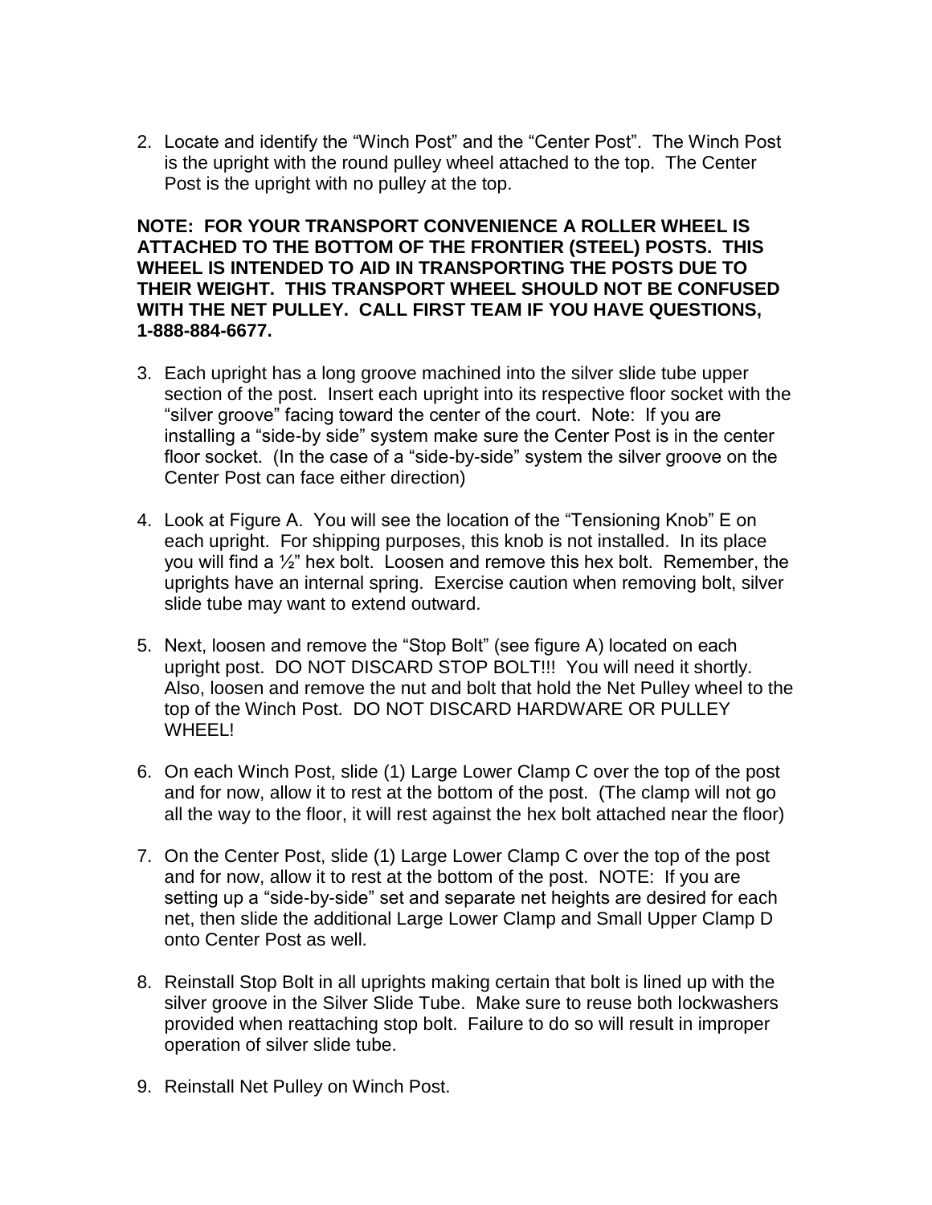2. Locate and identify the "Winch Post" and the "Center Post". The Winch Post is the upright with the round pulley wheel attached to the top. The Center Post is the upright with no pulley at the top.

**NOTE: FOR YOUR TRANSPORT CONVENIENCE A ROLLER WHEEL IS ATTACHED TO THE BOTTOM OF THE FRONTIER (STEEL) POSTS. THIS WHEEL IS INTENDED TO AID IN TRANSPORTING THE POSTS DUE TO THEIR WEIGHT. THIS TRANSPORT WHEEL SHOULD NOT BE CONFUSED WITH THE NET PULLEY. CALL FIRST TEAM IF YOU HAVE QUESTIONS, 1-888-884-6677.**

3. Each upright has a long groove machined into the silver slide tube upper section of the post. Insert each upright into its respective floor socket with the "silver groove" facing toward the center of the court. Note: If you are installing a "side-by side" system make sure the Center Post is in the center floor socket. (In the case of a "side-by-side" system the silver groove on the Center Post can face either direction)

4. Look at Figure A. You will see the location of the "Tensioning Knob" E on each upright. For shipping purposes, this knob is not installed. In its place you will find a ½" hex bolt. Loosen and remove this hex bolt. Remember, the uprights have an internal spring. Exercise caution when removing bolt, silver slide tube may want to extend outward.

5. Next, loosen and remove the "Stop Bolt" (see figure A) located on each upright post. DO NOT DISCARD STOP BOLT!!! You will need it shortly. Also, loosen and remove the nut and bolt that hold the Net Pulley wheel to the top of the Winch Post. DO NOT DISCARD HARDWARE OR PULLEY WHEEL!

6. On each Winch Post, slide (1) Large Lower Clamp C over the top of the post and for now, allow it to rest at the bottom of the post. (The clamp will not go all the way to the floor, it will rest against the hex bolt attached near the floor)

7. On the Center Post, slide (1) Large Lower Clamp C over the top of the post and for now, allow it to rest at the bottom of the post. NOTE: If you are setting up a "side-by-side" set and separate net heights are desired for each net, then slide the additional Large Lower Clamp and Small Upper Clamp D onto Center Post as well.

8. Reinstall Stop Bolt in all uprights making certain that bolt is lined up with the silver groove in the Silver Slide Tube. Make sure to reuse both lockwashers provided when reattaching stop bolt. Failure to do so will result in improper operation of silver slide tube.

9. Reinstall Net Pulley on Winch Post.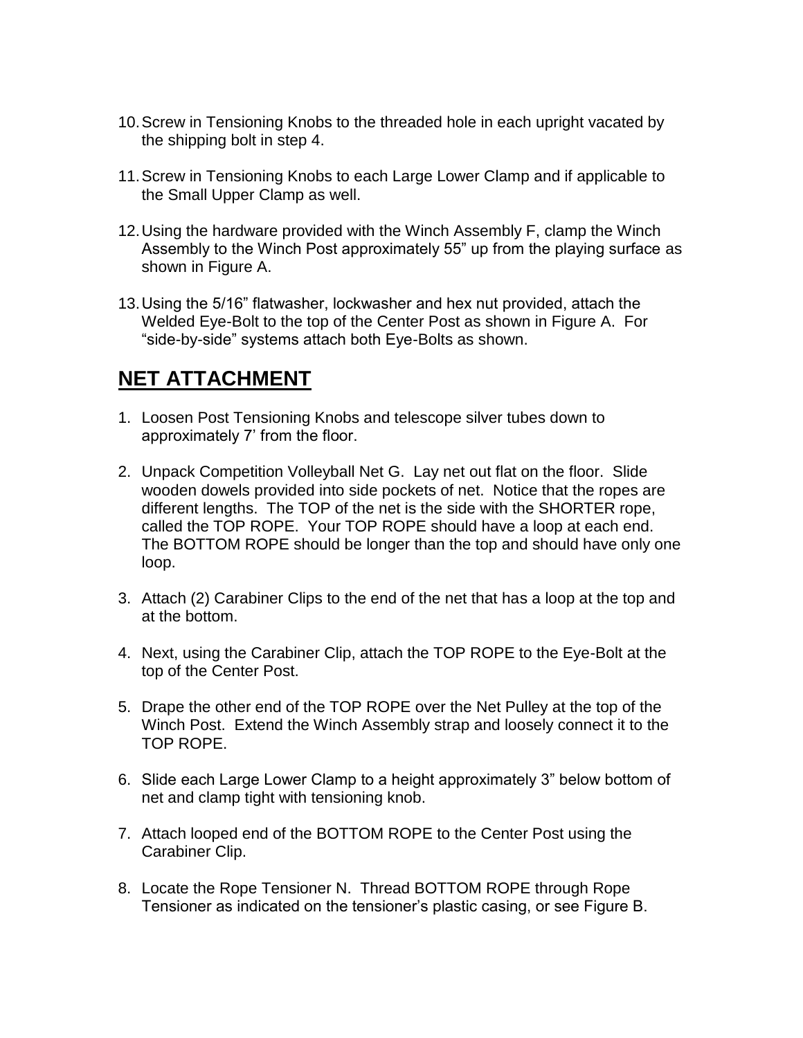10. Screw in Tensioning Knobs to the threaded hole in each upright vacated by the shipping bolt in step 4.

11. Screw in Tensioning Knobs to each Large Lower Clamp and if applicable to the Small Upper Clamp as well.

12. Using the hardware provided with the Winch Assembly F, clamp the Winch Assembly to the Winch Post approximately 55" up from the playing surface as shown in Figure A.

13. Using the 5/16" flatwasher, lockwasher and hex nut provided, attach the Welded Eye-Bolt to the top of the Center Post as shown in Figure A. For "side-by-side" systems attach both Eye-Bolts as shown.

## NET ATTACHMENT

1. Loosen Post Tensioning Knobs and telescope silver tubes down to approximately 7' from the floor.

2. Unpack Competition Volleyball Net G. Lay net out flat on the floor. Slide wooden dowels provided into side pockets of net. Notice that the ropes are different lengths. The TOP of the net is the side with the SHORTER rope, called the TOP ROPE. Your TOP ROPE should have a loop at each end. The BOTTOM ROPE should be longer than the top and should have only one loop.

3. Attach (2) Carabiner Clips to the end of the net that has a loop at the top and at the bottom.

4. Next, using the Carabiner Clip, attach the TOP ROPE to the Eye-Bolt at the top of the Center Post.

5. Drape the other end of the TOP ROPE over the Net Pulley at the top of the Winch Post. Extend the Winch Assembly strap and loosely connect it to the TOP ROPE.

6. Slide each Large Lower Clamp to a height approximately 3" below bottom of net and clamp tight with tensioning knob.

7. Attach looped end of the BOTTOM ROPE to the Center Post using the Carabiner Clip.

8. Locate the Rope Tensioner N. Thread BOTTOM ROPE through Rope Tensioner as indicated on the tensioner's plastic casing, or see Figure B.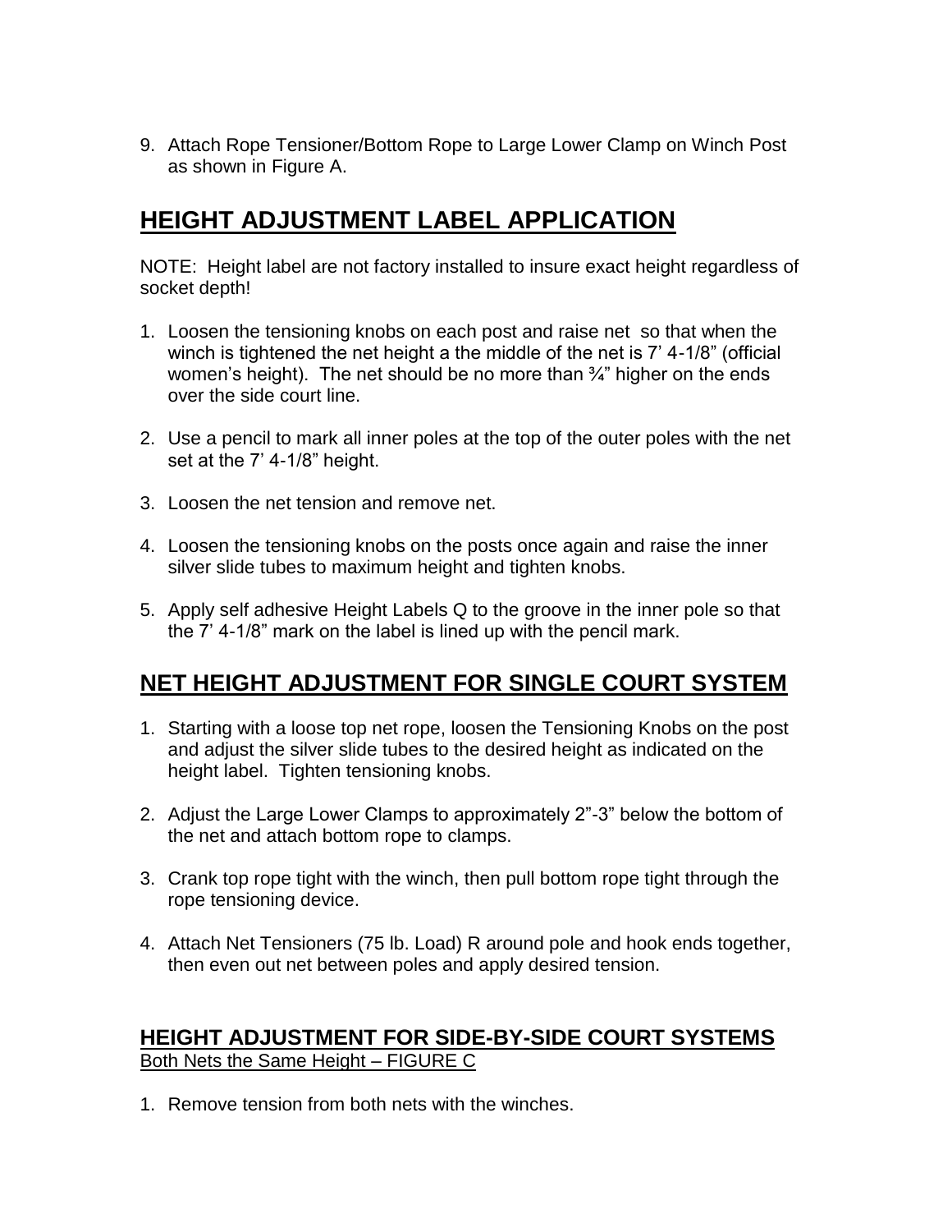9. Attach Rope Tensioner/Bottom Rope to Large Lower Clamp on Winch Post as shown in Figure A.

## HEIGHT ADJUSTMENT LABEL APPLICATION

NOTE: Height label are not factory installed to insure exact height regardless of socket depth!

1. Loosen the tensioning knobs on each post and raise net so that when the winch is tightened the net height a the middle of the net is 7' 4-1/8" (official women's height). The net should be no more than ¾" higher on the ends over the side court line.

2. Use a pencil to mark all inner poles at the top of the outer poles with the net set at the 7' 4-1/8" height.

3. Loosen the net tension and remove net.

4. Loosen the tensioning knobs on the posts once again and raise the inner silver slide tubes to maximum height and tighten knobs.

5. Apply self adhesive Height Labels Q to the groove in the inner pole so that the 7' 4-1/8" mark on the label is lined up with the pencil mark.

## NET HEIGHT ADJUSTMENT FOR SINGLE COURT SYSTEM

1. Starting with a loose top net rope, loosen the Tensioning Knobs on the post and adjust the silver slide tubes to the desired height as indicated on the height label. Tighten tensioning knobs.

2. Adjust the Large Lower Clamps to approximately 2"-3" below the bottom of the net and attach bottom rope to clamps.

3. Crank top rope tight with the winch, then pull bottom rope tight through the rope tensioning device.

4. Attach Net Tensioners (75 lb. Load) R around pole and hook ends together, then even out net between poles and apply desired tension.

## HEIGHT ADJUSTMENT FOR SIDE-BY-SIDE COURT SYSTEMS

Both Nets the Same Height – FIGURE C

1. Remove tension from both nets with the winches.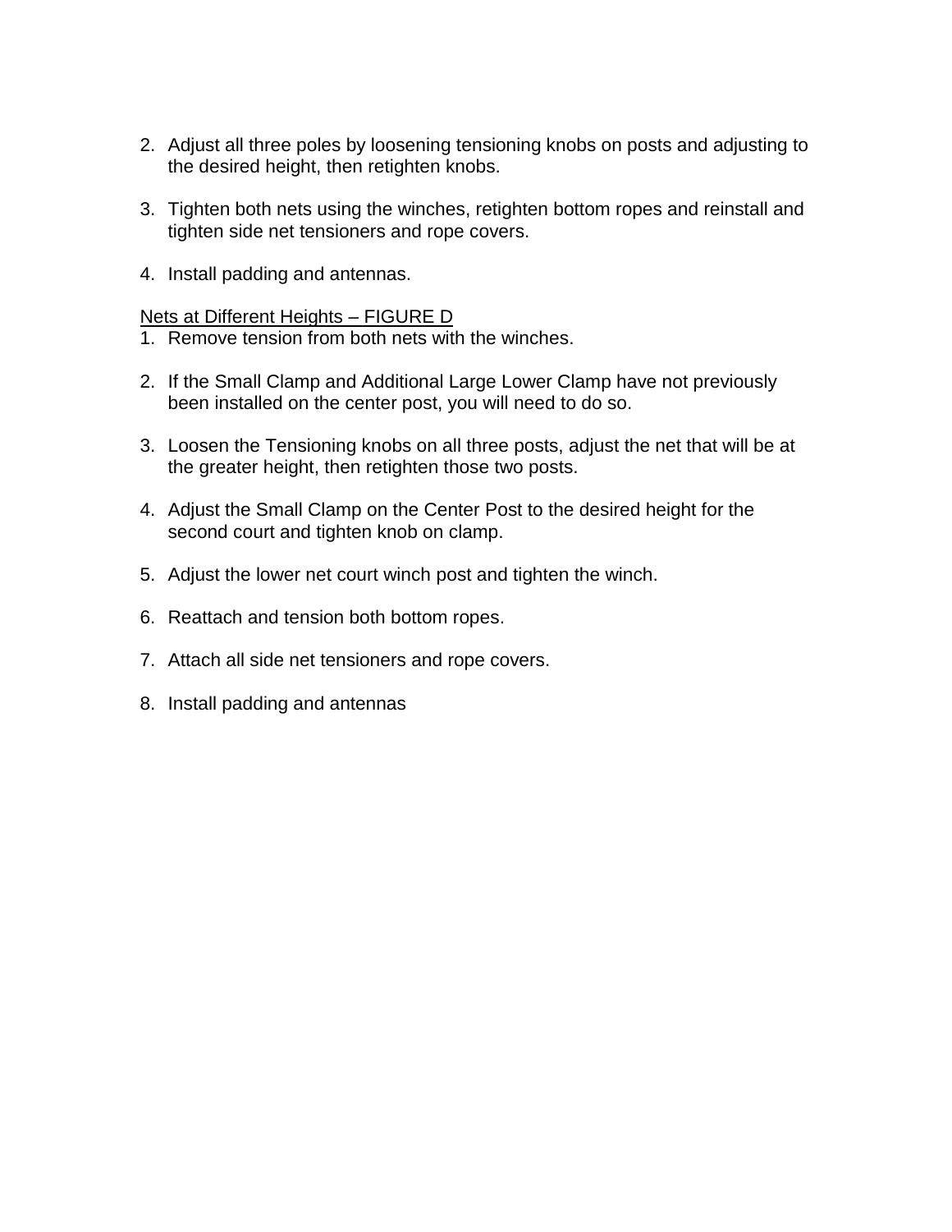2. Adjust all three poles by loosening tensioning knobs on posts and adjusting to the desired height, then retighten knobs.

3. Tighten both nets using the winches, retighten bottom ropes and reinstall and tighten side net tensioners and rope covers.

4. Install padding and antennas.

<u>Nets at Different Heights – FIGURE D</u>

1. Remove tension from both nets with the winches.

2. If the Small Clamp and Additional Large Lower Clamp have not previously been installed on the center post, you will need to do so.

3. Loosen the Tensioning knobs on all three posts, adjust the net that will be at the greater height, then retighten those two posts.

4. Adjust the Small Clamp on the Center Post to the desired height for the second court and tighten knob on clamp.

5. Adjust the lower net court winch post and tighten the winch.

6. Reattach and tension both bottom ropes.

7. Attach all side net tensioners and rope covers.

8. Install padding and antennas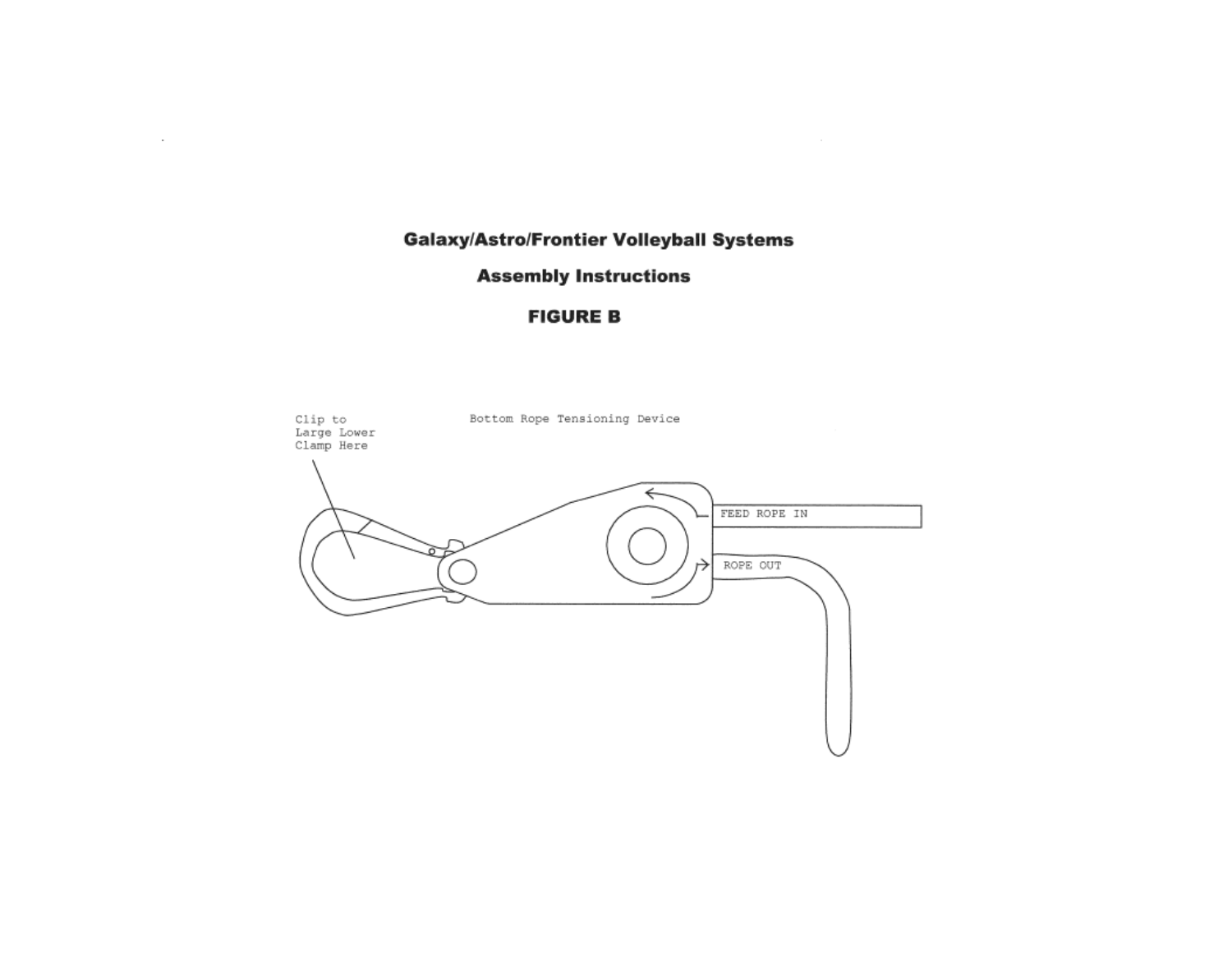# Galaxy/Astro/Frontier Volleyball Systems

## Assembly Instructions

## FIGURE B

Clip to Large Lower Clamp Here

Bottom Rope Tensioning Device

FEED ROPE IN

ROPE OUT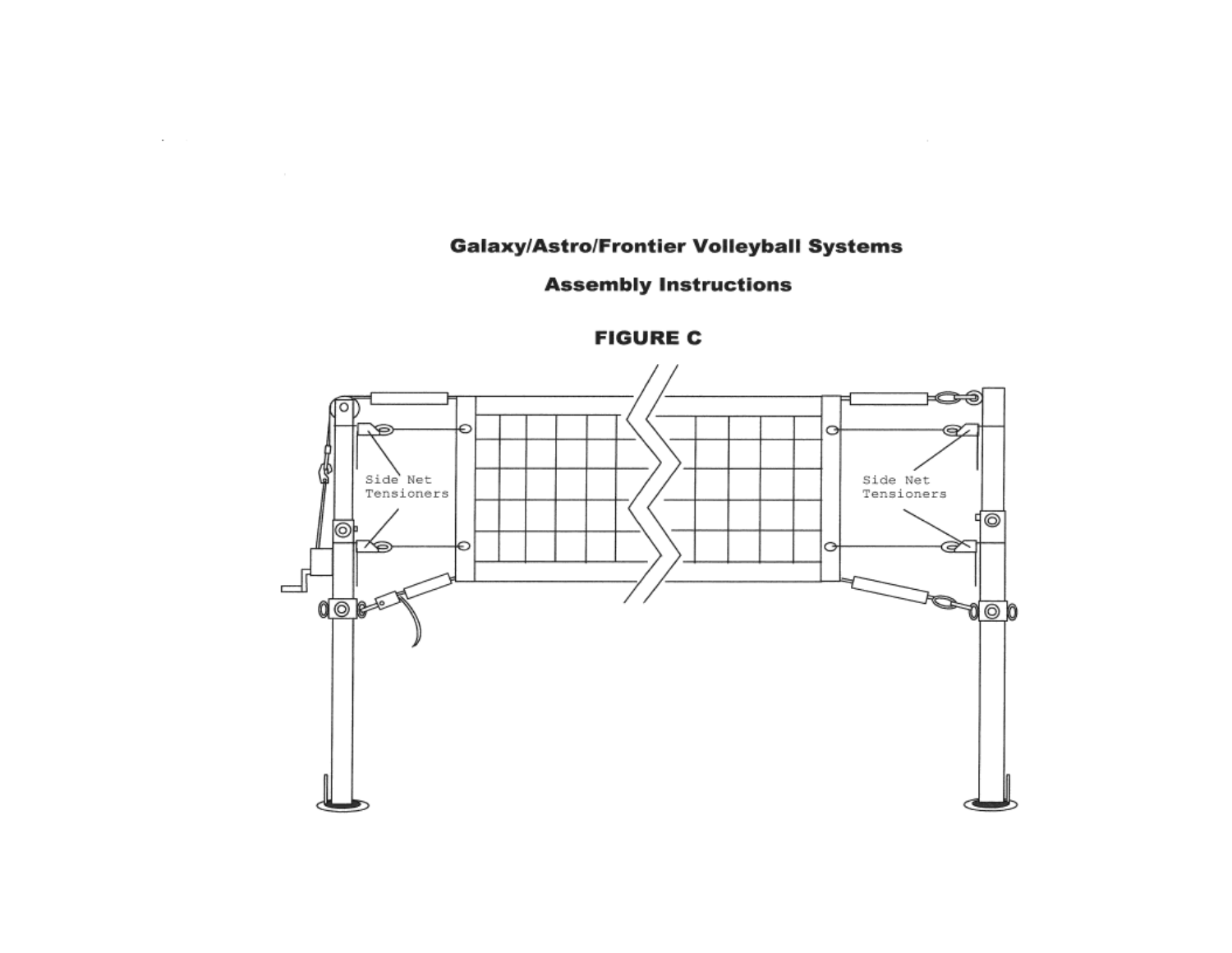# Galaxy/Astro/Frontier Volleyball Systems

## Assembly Instructions

### FIGURE C

Side Net Tensioners

Side Net Tensioners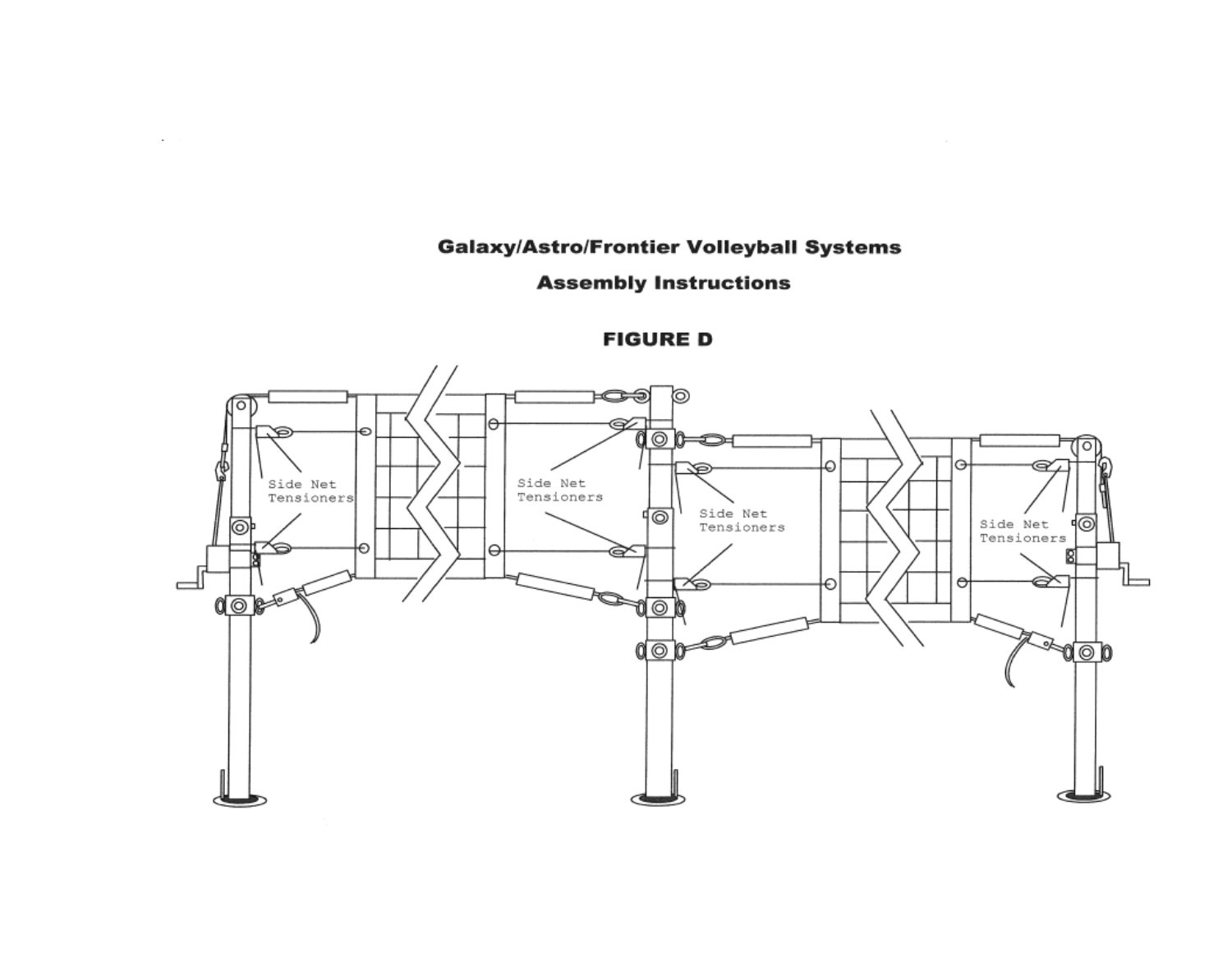# Galaxy/Astro/Frontier Volleyball Systems

## Assembly Instructions

### FIGURE D

Side Net Tensioners

Side Net Tensioners

Side Net Tensioners

Side Net Tensioners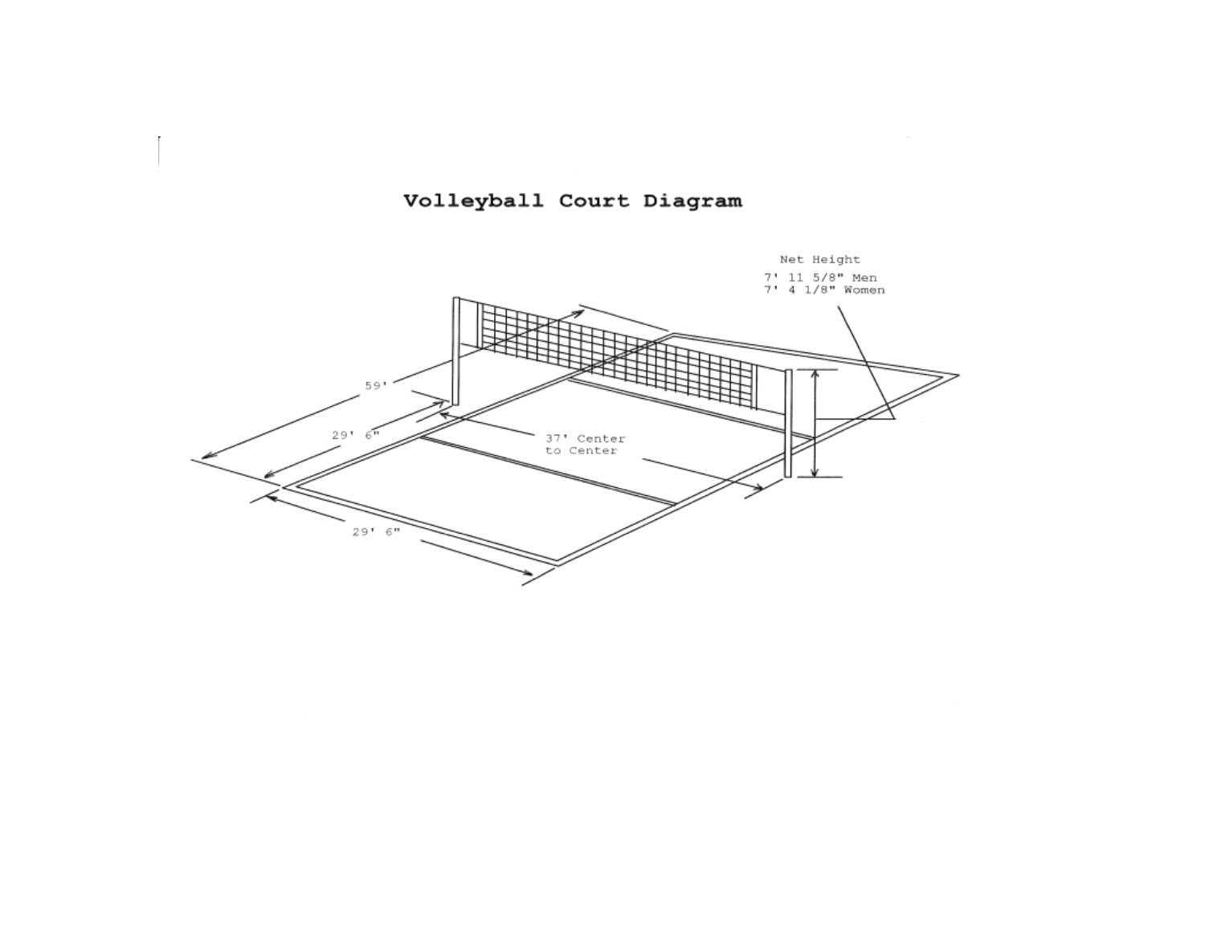# Volleyball Court Diagram

Net Height
7' 11 5/8" Men
7' 4 1/8" Women

59'

29' 6"

37' Center
to Center

29' 6"